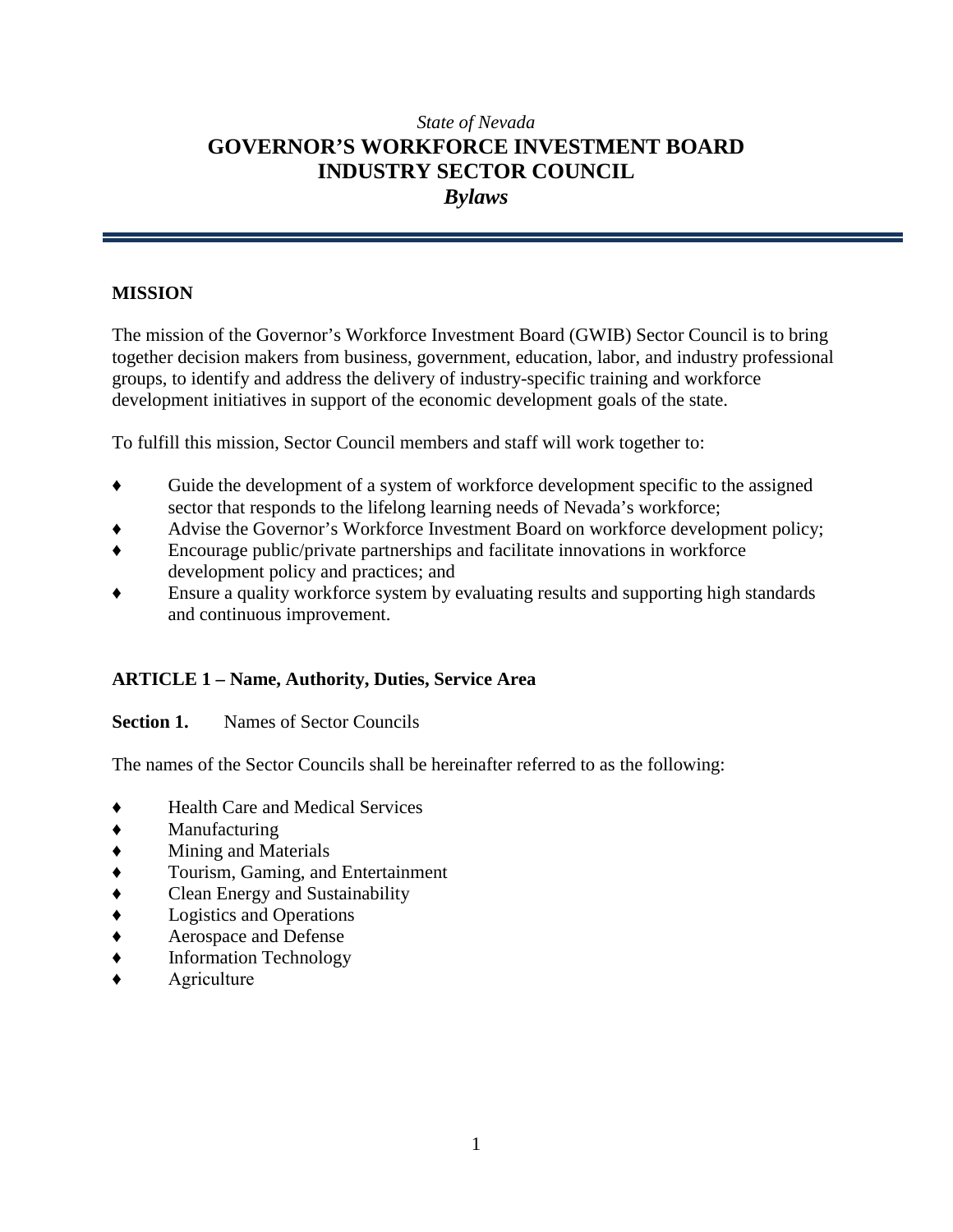*State of Nevada*

# GOVERNOR'S WORKFORCE INVESTMENT BOARD
# INDUSTRY SECTOR COUNCIL
# ***Bylaws***

## MISSION

The mission of the Governor's Workforce Investment Board (GWIB) Sector Council is to bring together decision makers from business, government, education, labor, and industry professional groups, to identify and address the delivery of industry-specific training and workforce development initiatives in support of the economic development goals of the state.

To fulfill this mission, Sector Council members and staff will work together to:

- Guide the development of a system of workforce development specific to the assigned sector that responds to the lifelong learning needs of Nevada's workforce;
- Advise the Governor's Workforce Investment Board on workforce development policy;
- Encourage public/private partnerships and facilitate innovations in workforce development policy and practices; and
- Ensure a quality workforce system by evaluating results and supporting high standards and continuous improvement.

## ARTICLE 1 – Name, Authority, Duties, Service Area

**Section 1.** Names of Sector Councils

The names of the Sector Councils shall be hereinafter referred to as the following:

- Health Care and Medical Services
- Manufacturing
- Mining and Materials
- Tourism, Gaming, and Entertainment
- Clean Energy and Sustainability
- Logistics and Operations
- Aerospace and Defense
- Information Technology
- Agriculture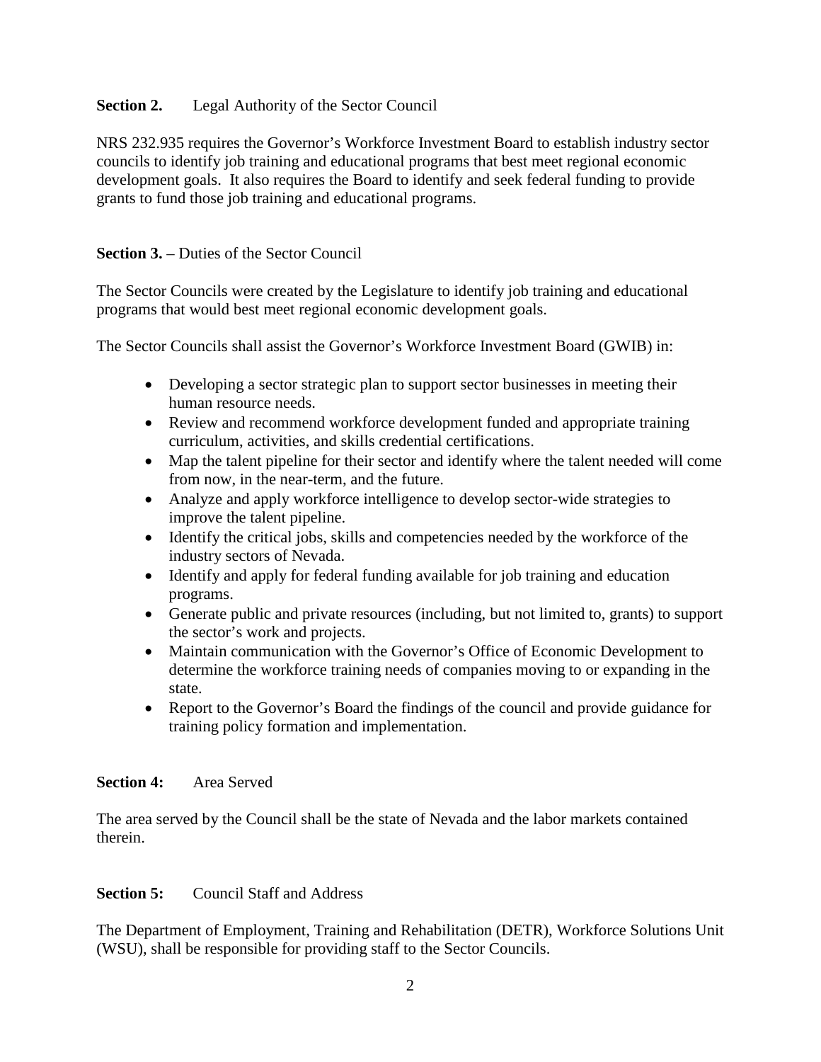**Section 2.** Legal Authority of the Sector Council

NRS 232.935 requires the Governor's Workforce Investment Board to establish industry sector councils to identify job training and educational programs that best meet regional economic development goals. It also requires the Board to identify and seek federal funding to provide grants to fund those job training and educational programs.

**Section 3.** – Duties of the Sector Council

The Sector Councils were created by the Legislature to identify job training and educational programs that would best meet regional economic development goals.

The Sector Councils shall assist the Governor's Workforce Investment Board (GWIB) in:

- Developing a sector strategic plan to support sector businesses in meeting their human resource needs.
- Review and recommend workforce development funded and appropriate training curriculum, activities, and skills credential certifications.
- Map the talent pipeline for their sector and identify where the talent needed will come from now, in the near-term, and the future.
- Analyze and apply workforce intelligence to develop sector-wide strategies to improve the talent pipeline.
- Identify the critical jobs, skills and competencies needed by the workforce of the industry sectors of Nevada.
- Identify and apply for federal funding available for job training and education programs.
- Generate public and private resources (including, but not limited to, grants) to support the sector's work and projects.
- Maintain communication with the Governor's Office of Economic Development to determine the workforce training needs of companies moving to or expanding in the state.
- Report to the Governor's Board the findings of the council and provide guidance for training policy formation and implementation.

**Section 4:** Area Served

The area served by the Council shall be the state of Nevada and the labor markets contained therein.

**Section 5:** Council Staff and Address

The Department of Employment, Training and Rehabilitation (DETR), Workforce Solutions Unit (WSU), shall be responsible for providing staff to the Sector Councils.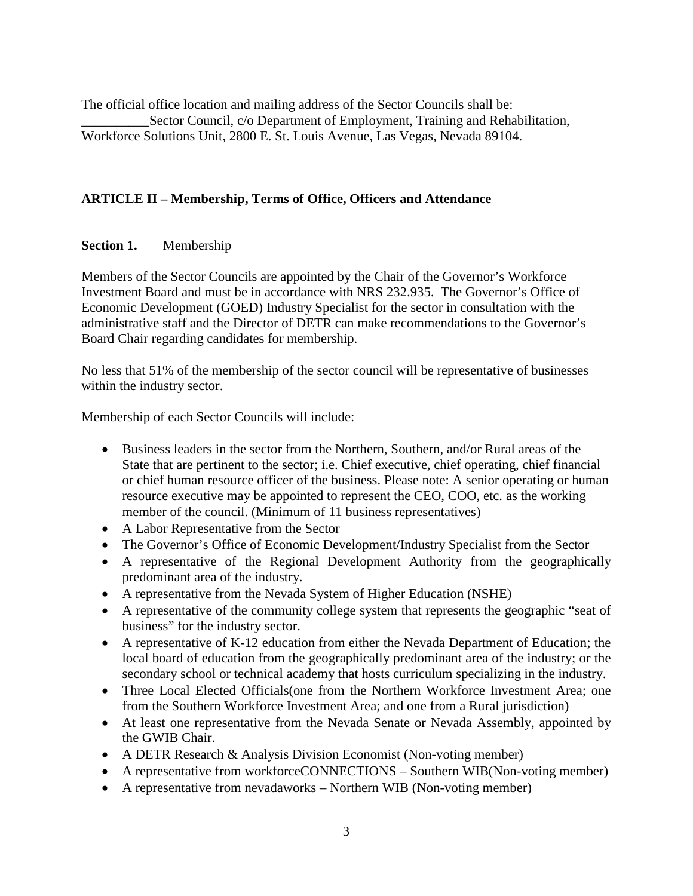The official office location and mailing address of the Sector Councils shall be:
__________Sector Council, c/o Department of Employment, Training and Rehabilitation, Workforce Solutions Unit, 2800 E. St. Louis Avenue, Las Vegas, Nevada 89104.

## ARTICLE II – Membership, Terms of Office, Officers and Attendance

**Section 1.** Membership

Members of the Sector Councils are appointed by the Chair of the Governor's Workforce Investment Board and must be in accordance with NRS 232.935. The Governor's Office of Economic Development (GOED) Industry Specialist for the sector in consultation with the administrative staff and the Director of DETR can make recommendations to the Governor's Board Chair regarding candidates for membership.

No less that 51% of the membership of the sector council will be representative of businesses within the industry sector.

Membership of each Sector Councils will include:

- Business leaders in the sector from the Northern, Southern, and/or Rural areas of the State that are pertinent to the sector; i.e. Chief executive, chief operating, chief financial or chief human resource officer of the business. Please note: A senior operating or human resource executive may be appointed to represent the CEO, COO, etc. as the working member of the council. (Minimum of 11 business representatives)
- A Labor Representative from the Sector
- The Governor's Office of Economic Development/Industry Specialist from the Sector
- A representative of the Regional Development Authority from the geographically predominant area of the industry.
- A representative from the Nevada System of Higher Education (NSHE)
- A representative of the community college system that represents the geographic "seat of business" for the industry sector.
- A representative of K-12 education from either the Nevada Department of Education; the local board of education from the geographically predominant area of the industry; or the secondary school or technical academy that hosts curriculum specializing in the industry.
- Three Local Elected Officials(one from the Northern Workforce Investment Area; one from the Southern Workforce Investment Area; and one from a Rural jurisdiction)
- At least one representative from the Nevada Senate or Nevada Assembly, appointed by the GWIB Chair.
- A DETR Research & Analysis Division Economist (Non-voting member)
- A representative from workforceCONNECTIONS – Southern WIB(Non-voting member)
- A representative from nevadaworks – Northern WIB (Non-voting member)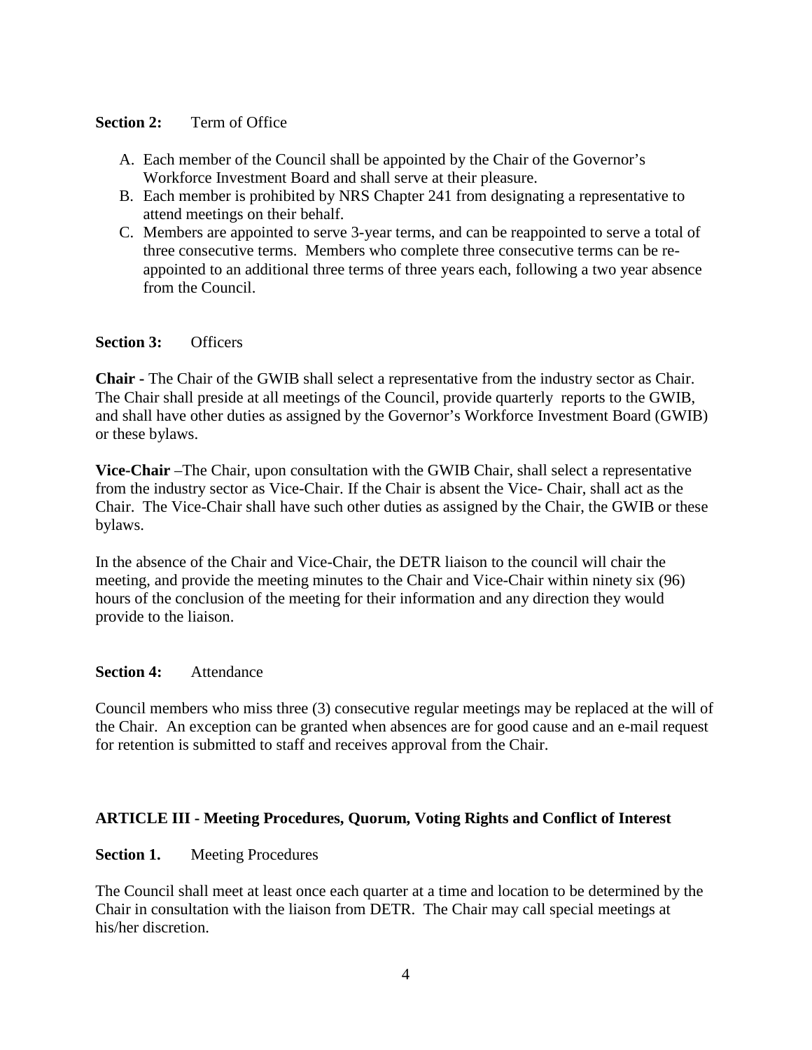**Section 2:** Term of Office

A. Each member of the Council shall be appointed by the Chair of the Governor's Workforce Investment Board and shall serve at their pleasure.
B. Each member is prohibited by NRS Chapter 241 from designating a representative to attend meetings on their behalf.
C. Members are appointed to serve 3-year terms, and can be reappointed to serve a total of three consecutive terms. Members who complete three consecutive terms can be re-appointed to an additional three terms of three years each, following a two year absence from the Council.

**Section 3:** Officers

**Chair -** The Chair of the GWIB shall select a representative from the industry sector as Chair. The Chair shall preside at all meetings of the Council, provide quarterly reports to the GWIB, and shall have other duties as assigned by the Governor's Workforce Investment Board (GWIB) or these bylaws.

**Vice-Chair** –The Chair, upon consultation with the GWIB Chair, shall select a representative from the industry sector as Vice-Chair. If the Chair is absent the Vice- Chair, shall act as the Chair. The Vice-Chair shall have such other duties as assigned by the Chair, the GWIB or these bylaws.

In the absence of the Chair and Vice-Chair, the DETR liaison to the council will chair the meeting, and provide the meeting minutes to the Chair and Vice-Chair within ninety six (96) hours of the conclusion of the meeting for their information and any direction they would provide to the liaison.

**Section 4:** Attendance

Council members who miss three (3) consecutive regular meetings may be replaced at the will of the Chair. An exception can be granted when absences are for good cause and an e-mail request for retention is submitted to staff and receives approval from the Chair.

## ARTICLE III - Meeting Procedures, Quorum, Voting Rights and Conflict of Interest

**Section 1.** Meeting Procedures

The Council shall meet at least once each quarter at a time and location to be determined by the Chair in consultation with the liaison from DETR. The Chair may call special meetings at his/her discretion.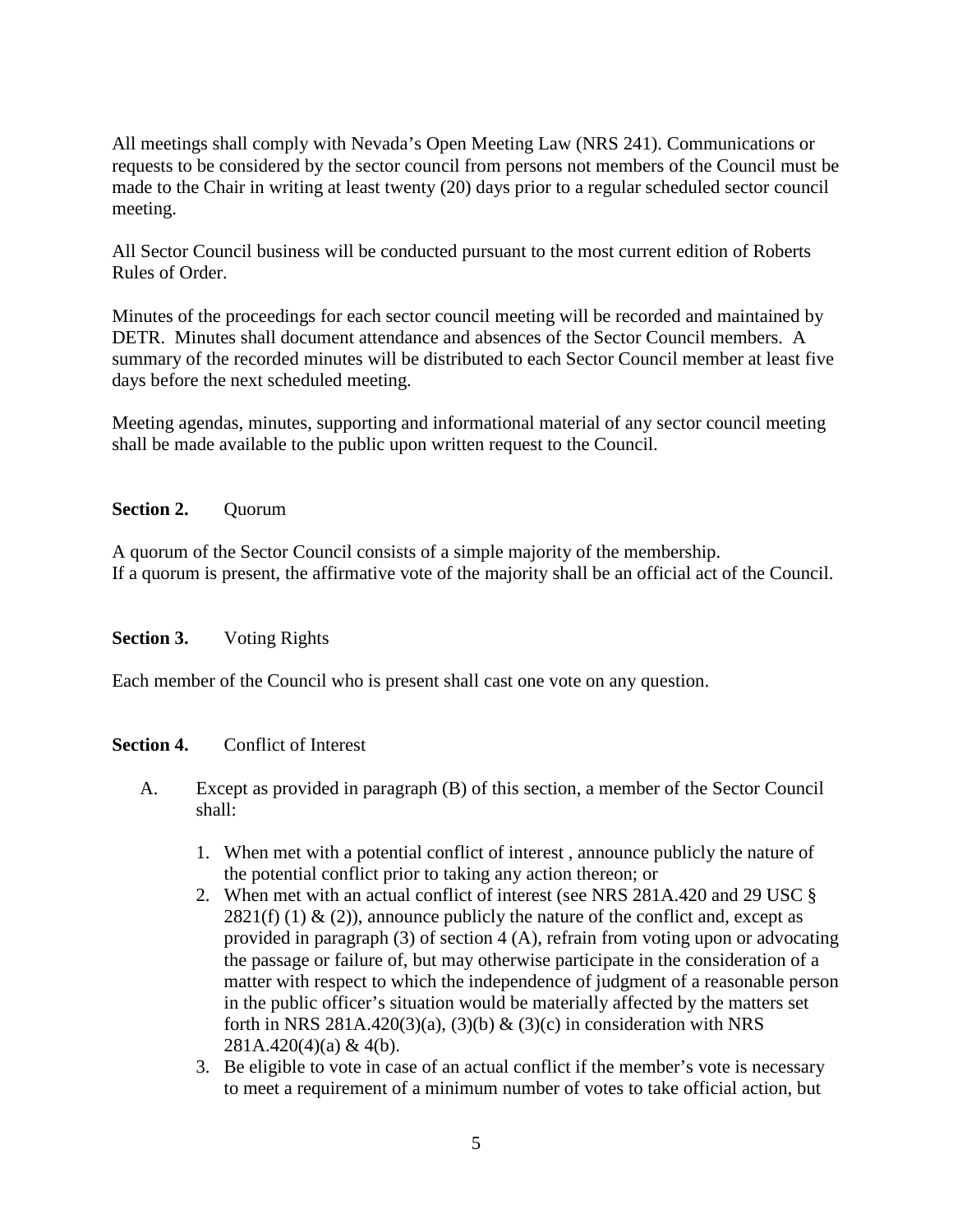All meetings shall comply with Nevada's Open Meeting Law (NRS 241). Communications or requests to be considered by the sector council from persons not members of the Council must be made to the Chair in writing at least twenty (20) days prior to a regular scheduled sector council meeting.

All Sector Council business will be conducted pursuant to the most current edition of Roberts Rules of Order.

Minutes of the proceedings for each sector council meeting will be recorded and maintained by DETR. Minutes shall document attendance and absences of the Sector Council members. A summary of the recorded minutes will be distributed to each Sector Council member at least five days before the next scheduled meeting.

Meeting agendas, minutes, supporting and informational material of any sector council meeting shall be made available to the public upon written request to the Council.

**Section 2.** Quorum

A quorum of the Sector Council consists of a simple majority of the membership.
If a quorum is present, the affirmative vote of the majority shall be an official act of the Council.

**Section 3.** Voting Rights

Each member of the Council who is present shall cast one vote on any question.

**Section 4.** Conflict of Interest

A. Except as provided in paragraph (B) of this section, a member of the Sector Council shall:

1. When met with a potential conflict of interest , announce publicly the nature of the potential conflict prior to taking any action thereon; or
2. When met with an actual conflict of interest (see NRS 281A.420 and 29 USC § 2821(f) (1) & (2)), announce publicly the nature of the conflict and, except as provided in paragraph (3) of section 4 (A), refrain from voting upon or advocating the passage or failure of, but may otherwise participate in the consideration of a matter with respect to which the independence of judgment of a reasonable person in the public officer's situation would be materially affected by the matters set forth in NRS 281A.420(3)(a), (3)(b) & (3)(c) in consideration with NRS 281A.420(4)(a) & 4(b).
3. Be eligible to vote in case of an actual conflict if the member's vote is necessary to meet a requirement of a minimum number of votes to take official action, but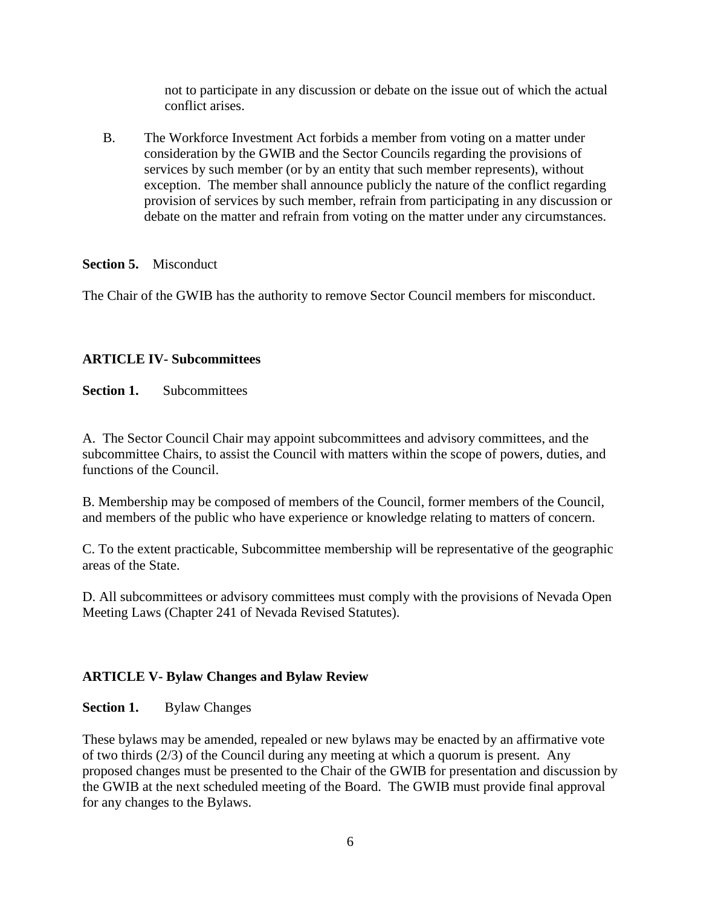not to participate in any discussion or debate on the issue out of which the actual conflict arises.

B. The Workforce Investment Act forbids a member from voting on a matter under consideration by the GWIB and the Sector Councils regarding the provisions of services by such member (or by an entity that such member represents), without exception. The member shall announce publicly the nature of the conflict regarding provision of services by such member, refrain from participating in any discussion or debate on the matter and refrain from voting on the matter under any circumstances.

**Section 5.** Misconduct

The Chair of the GWIB has the authority to remove Sector Council members for misconduct.

## ARTICLE IV- Subcommittees

**Section 1.** Subcommittees

A. The Sector Council Chair may appoint subcommittees and advisory committees, and the subcommittee Chairs, to assist the Council with matters within the scope of powers, duties, and functions of the Council.

B. Membership may be composed of members of the Council, former members of the Council, and members of the public who have experience or knowledge relating to matters of concern.

C. To the extent practicable, Subcommittee membership will be representative of the geographic areas of the State.

D. All subcommittees or advisory committees must comply with the provisions of Nevada Open Meeting Laws (Chapter 241 of Nevada Revised Statutes).

## ARTICLE V- Bylaw Changes and Bylaw Review

**Section 1.** Bylaw Changes

These bylaws may be amended, repealed or new bylaws may be enacted by an affirmative vote of two thirds (2/3) of the Council during any meeting at which a quorum is present. Any proposed changes must be presented to the Chair of the GWIB for presentation and discussion by the GWIB at the next scheduled meeting of the Board. The GWIB must provide final approval for any changes to the Bylaws.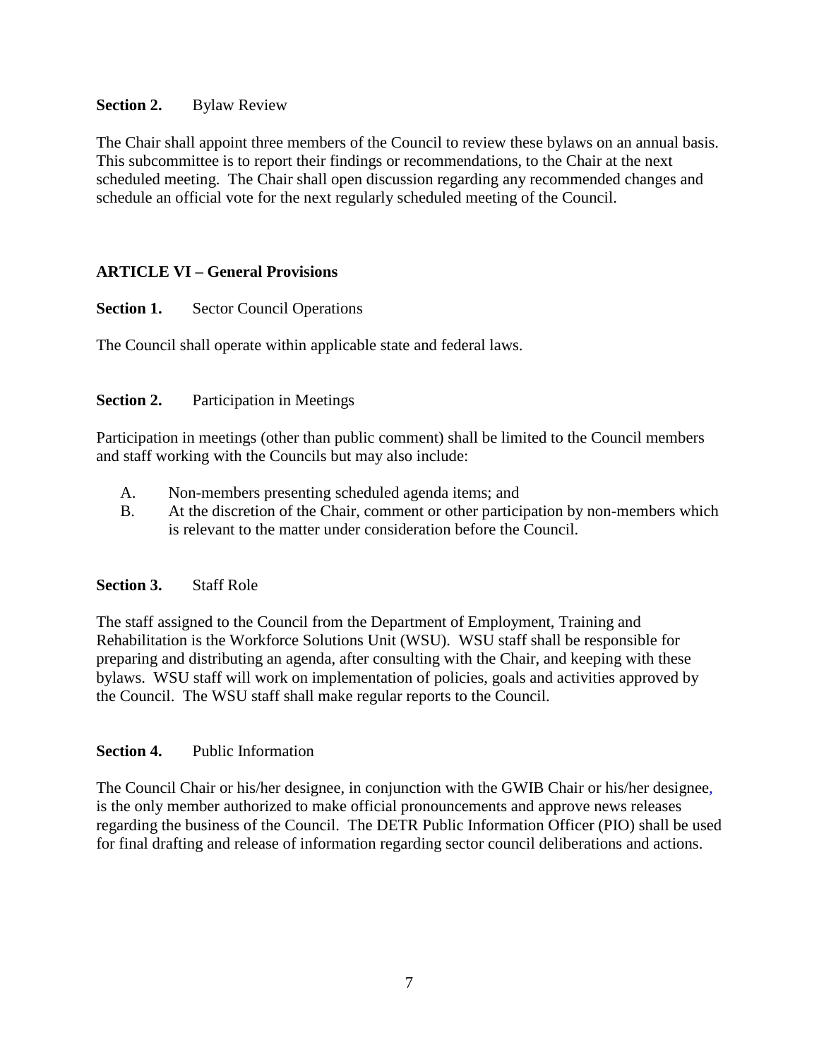**Section 2.** Bylaw Review

The Chair shall appoint three members of the Council to review these bylaws on an annual basis. This subcommittee is to report their findings or recommendations, to the Chair at the next scheduled meeting. The Chair shall open discussion regarding any recommended changes and schedule an official vote for the next regularly scheduled meeting of the Council.

## ARTICLE VI – General Provisions

**Section 1.** Sector Council Operations

The Council shall operate within applicable state and federal laws.

**Section 2.** Participation in Meetings

Participation in meetings (other than public comment) shall be limited to the Council members and staff working with the Councils but may also include:

A. Non-members presenting scheduled agenda items; and
B. At the discretion of the Chair, comment or other participation by non-members which is relevant to the matter under consideration before the Council.

**Section 3.** Staff Role

The staff assigned to the Council from the Department of Employment, Training and Rehabilitation is the Workforce Solutions Unit (WSU). WSU staff shall be responsible for preparing and distributing an agenda, after consulting with the Chair, and keeping with these bylaws. WSU staff will work on implementation of policies, goals and activities approved by the Council. The WSU staff shall make regular reports to the Council.

**Section 4.** Public Information

The Council Chair or his/her designee, in conjunction with the GWIB Chair or his/her designee, is the only member authorized to make official pronouncements and approve news releases regarding the business of the Council. The DETR Public Information Officer (PIO) shall be used for final drafting and release of information regarding sector council deliberations and actions.